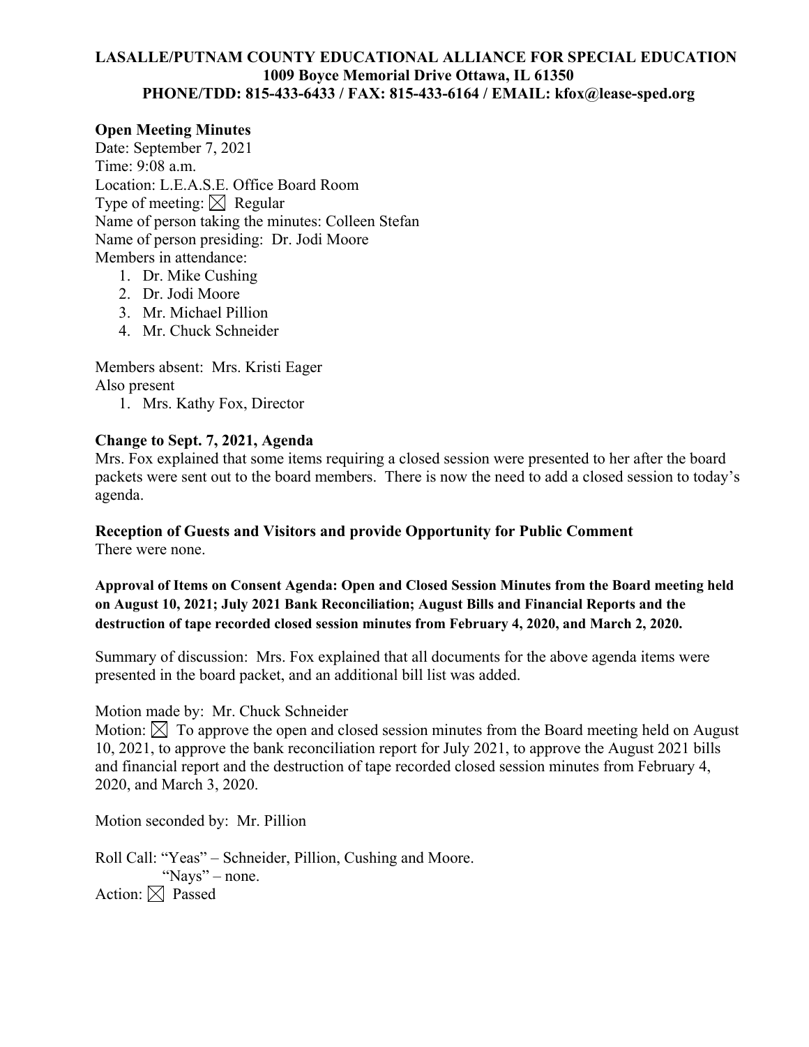**LASALLE/PUTNAM COUNTY EDUCATIONAL ALLIANCE FOR SPECIAL EDUCATION**
**1009 Boyce Memorial Drive Ottawa, IL 61350**
**PHONE/TDD: 815-433-6433 / FAX: 815-433-6164 / EMAIL: kfox@lease-sped.org**

## Open Meeting Minutes

Date: September 7, 2021
Time: 9:08 a.m.
Location: L.E.A.S.E. Office Board Room
Type of meeting: ☒ Regular
Name of person taking the minutes: Colleen Stefan
Name of person presiding: Dr. Jodi Moore
Members in attendance:

1. Dr. Mike Cushing
2. Dr. Jodi Moore
3. Mr. Michael Pillion
4. Mr. Chuck Schneider

Members absent: Mrs. Kristi Eager
Also present

1. Mrs. Kathy Fox, Director

### Change to Sept. 7, 2021, Agenda

Mrs. Fox explained that some items requiring a closed session were presented to her after the board packets were sent out to the board members. There is now the need to add a closed session to today's agenda.

### Reception of Guests and Visitors and provide Opportunity for Public Comment

There were none.

**Approval of Items on Consent Agenda: Open and Closed Session Minutes from the Board meeting held on August 10, 2021; July 2021 Bank Reconciliation; August Bills and Financial Reports and the destruction of tape recorded closed session minutes from February 4, 2020, and March 2, 2020.**

Summary of discussion: Mrs. Fox explained that all documents for the above agenda items were presented in the board packet, and an additional bill list was added.

Motion made by: Mr. Chuck Schneider
Motion: ☒ To approve the open and closed session minutes from the Board meeting held on August 10, 2021, to approve the bank reconciliation report for July 2021, to approve the August 2021 bills and financial report and the destruction of tape recorded closed session minutes from February 4, 2020, and March 3, 2020.

Motion seconded by: Mr. Pillion

Roll Call: "Yeas" – Schneider, Pillion, Cushing and Moore.
"Nays" – none.
Action: ☒ Passed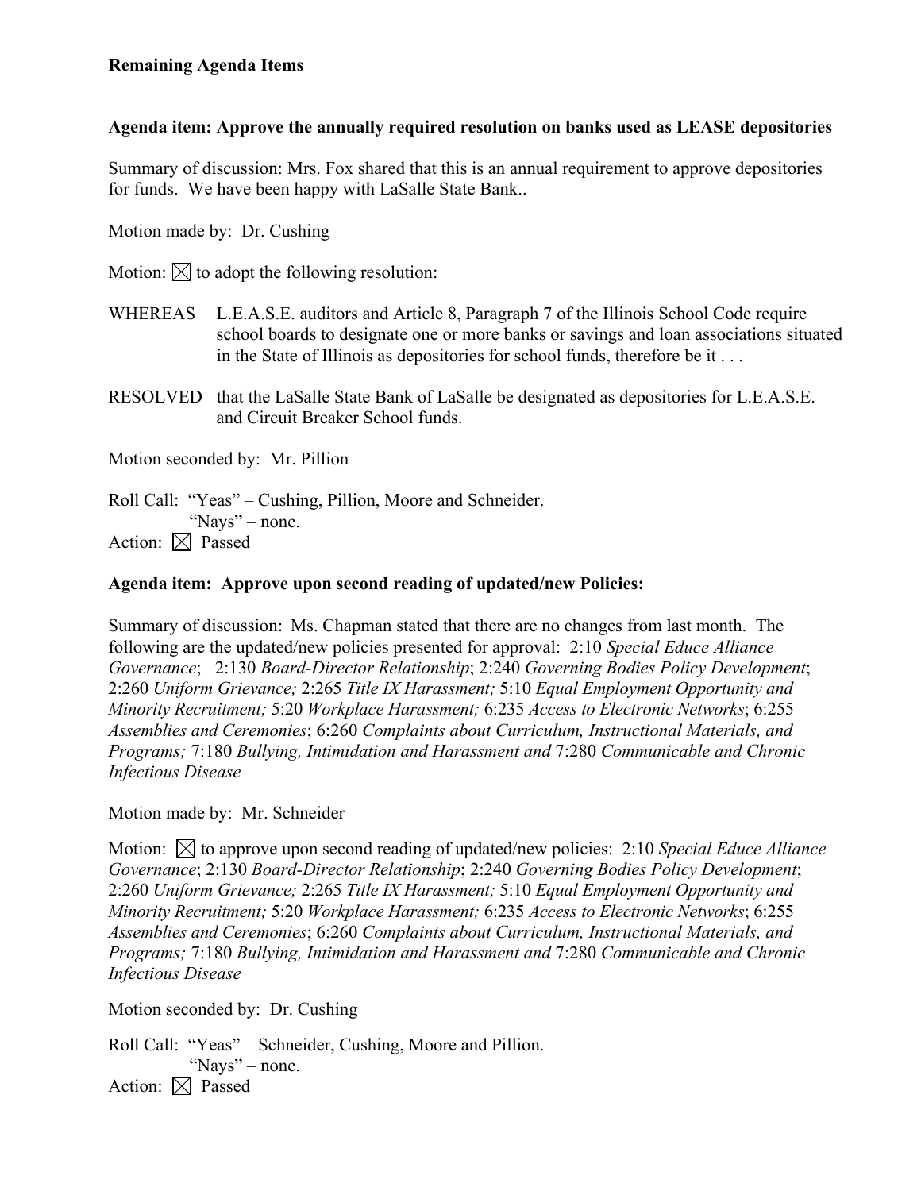**Remaining Agenda Items**

**Agenda item: Approve the annually required resolution on banks used as LEASE depositories**

Summary of discussion: Mrs. Fox shared that this is an annual requirement to approve depositories for funds. We have been happy with LaSalle State Bank..

Motion made by: Dr. Cushing

Motion: ☒ to adopt the following resolution:

WHEREAS L.E.A.S.E. auditors and Article 8, Paragraph 7 of the Illinois School Code require school boards to designate one or more banks or savings and loan associations situated in the State of Illinois as depositories for school funds, therefore be it . . .

RESOLVED that the LaSalle State Bank of LaSalle be designated as depositories for L.E.A.S.E. and Circuit Breaker School funds.

Motion seconded by: Mr. Pillion

Roll Call: "Yeas" – Cushing, Pillion, Moore and Schneider.
"Nays" – none.
Action: ☒ Passed

**Agenda item: Approve upon second reading of updated/new Policies:**

Summary of discussion: Ms. Chapman stated that there are no changes from last month. The following are the updated/new policies presented for approval: 2:10 *Special Educe Alliance Governance*; 2:130 *Board-Director Relationship*; 2:240 *Governing Bodies Policy Development*; 2:260 *Uniform Grievance;* 2:265 *Title IX Harassment;* 5:10 *Equal Employment Opportunity and Minority Recruitment;* 5:20 *Workplace Harassment;* 6:235 *Access to Electronic Networks*; 6:255 *Assemblies and Ceremonies*; 6:260 *Complaints about Curriculum, Instructional Materials, and Programs;* 7:180 *Bullying, Intimidation and Harassment and* 7:280 *Communicable and Chronic Infectious Disease*

Motion made by: Mr. Schneider

Motion: ☒ to approve upon second reading of updated/new policies: 2:10 *Special Educe Alliance Governance*; 2:130 *Board-Director Relationship*; 2:240 *Governing Bodies Policy Development*; 2:260 *Uniform Grievance;* 2:265 *Title IX Harassment;* 5:10 *Equal Employment Opportunity and Minority Recruitment;* 5:20 *Workplace Harassment;* 6:235 *Access to Electronic Networks*; 6:255 *Assemblies and Ceremonies*; 6:260 *Complaints about Curriculum, Instructional Materials, and Programs;* 7:180 *Bullying, Intimidation and Harassment and* 7:280 *Communicable and Chronic Infectious Disease*

Motion seconded by: Dr. Cushing

Roll Call: "Yeas" – Schneider, Cushing, Moore and Pillion.
"Nays" – none.
Action: ☒ Passed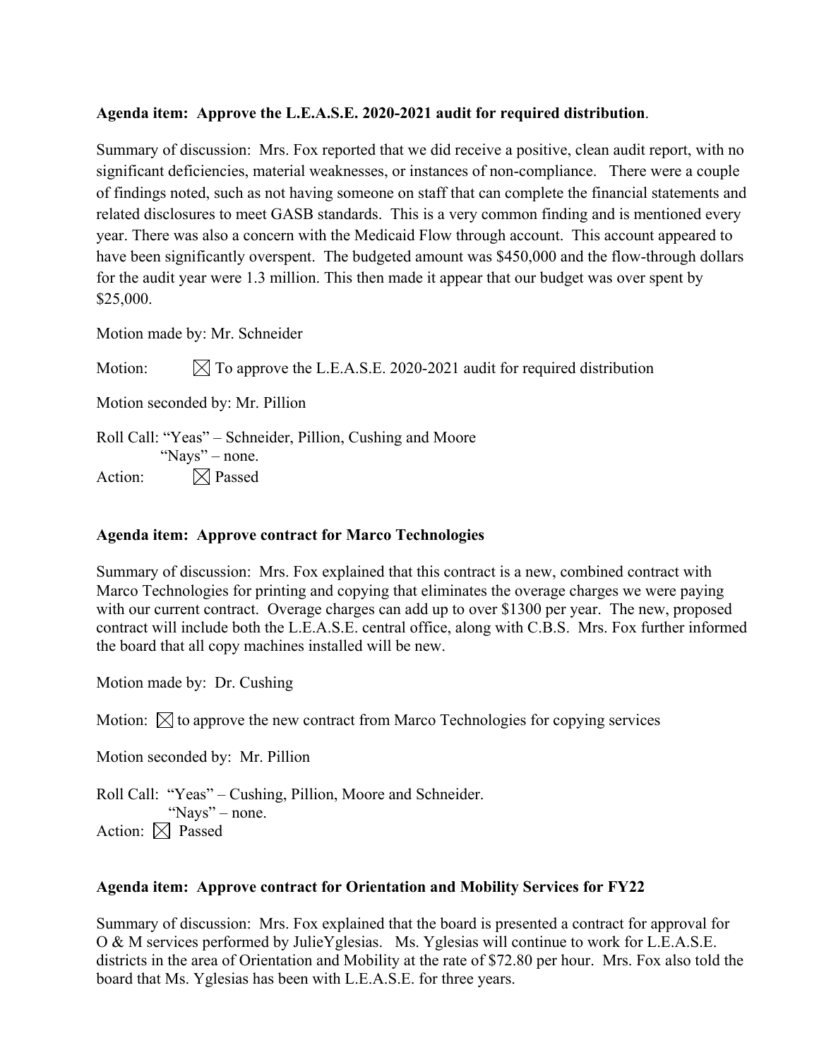**Agenda item: Approve the L.E.A.S.E. 2020-2021 audit for required distribution**.

Summary of discussion: Mrs. Fox reported that we did receive a positive, clean audit report, with no significant deficiencies, material weaknesses, or instances of non-compliance. There were a couple of findings noted, such as not having someone on staff that can complete the financial statements and related disclosures to meet GASB standards. This is a very common finding and is mentioned every year. There was also a concern with the Medicaid Flow through account. This account appeared to have been significantly overspent. The budgeted amount was $450,000 and the flow-through dollars for the audit year were 1.3 million. This then made it appear that our budget was over spent by $25,000.

Motion made by: Mr. Schneider

Motion: ☒ To approve the L.E.A.S.E. 2020-2021 audit for required distribution

Motion seconded by: Mr. Pillion

Roll Call: "Yeas" – Schneider, Pillion, Cushing and Moore
"Nays" – none.

Action: ☒ Passed

**Agenda item: Approve contract for Marco Technologies**

Summary of discussion: Mrs. Fox explained that this contract is a new, combined contract with Marco Technologies for printing and copying that eliminates the overage charges we were paying with our current contract. Overage charges can add up to over $1300 per year. The new, proposed contract will include both the L.E.A.S.E. central office, along with C.B.S. Mrs. Fox further informed the board that all copy machines installed will be new.

Motion made by: Dr. Cushing

Motion: ☒ to approve the new contract from Marco Technologies for copying services

Motion seconded by: Mr. Pillion

Roll Call: "Yeas" – Cushing, Pillion, Moore and Schneider.
"Nays" – none.

Action: ☒ Passed

**Agenda item: Approve contract for Orientation and Mobility Services for FY22**

Summary of discussion: Mrs. Fox explained that the board is presented a contract for approval for O & M services performed by JulieYglesias. Ms. Yglesias will continue to work for L.E.A.S.E. districts in the area of Orientation and Mobility at the rate of $72.80 per hour. Mrs. Fox also told the board that Ms. Yglesias has been with L.E.A.S.E. for three years.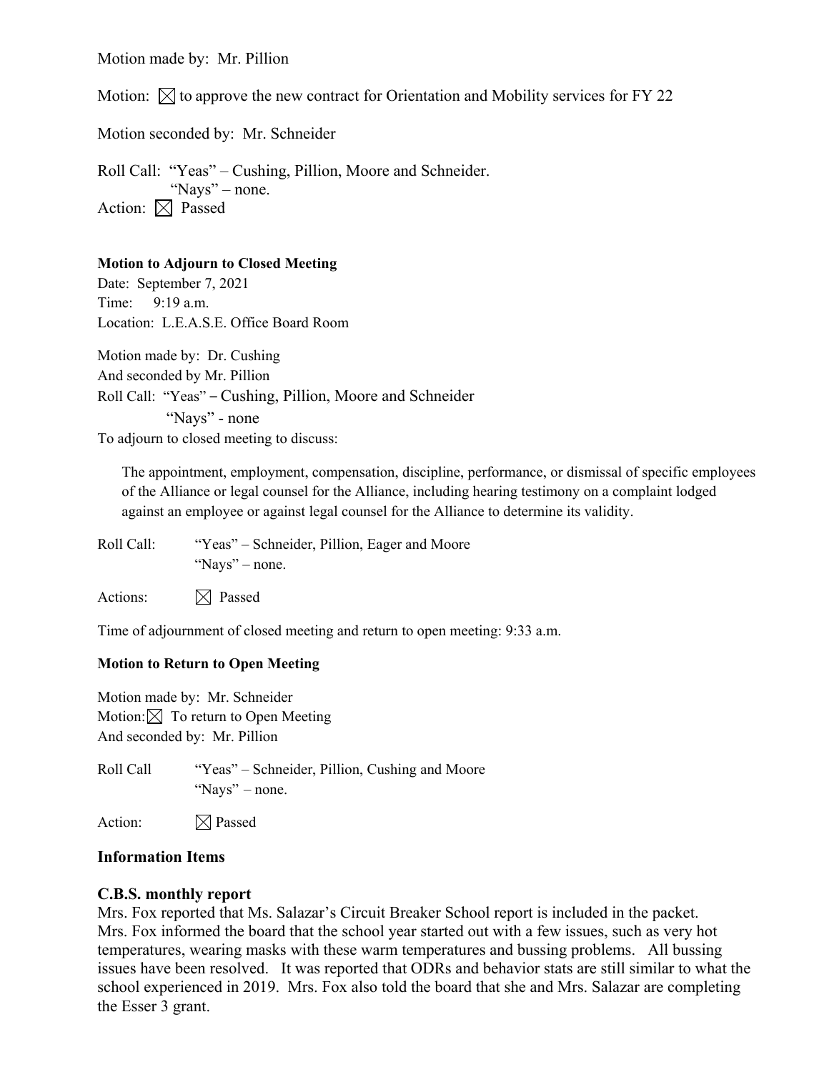Motion made by: Mr. Pillion

Motion: ☒ to approve the new contract for Orientation and Mobility services for FY 22

Motion seconded by: Mr. Schneider

Roll Call: "Yeas" – Cushing, Pillion, Moore and Schneider.
"Nays" – none.

Action: ☒ Passed

**Motion to Adjourn to Closed Meeting**

Date: September 7, 2021
Time: 9:19 a.m.
Location: L.E.A.S.E. Office Board Room

Motion made by: Dr. Cushing
And seconded by Mr. Pillion
Roll Call: "Yeas" – Cushing, Pillion, Moore and Schneider
"Nays" - none
To adjourn to closed meeting to discuss:

> The appointment, employment, compensation, discipline, performance, or dismissal of specific employees of the Alliance or legal counsel for the Alliance, including hearing testimony on a complaint lodged against an employee or against legal counsel for the Alliance to determine its validity.

Roll Call: "Yeas" – Schneider, Pillion, Eager and Moore
"Nays" – none.

Actions: ☒ Passed

Time of adjournment of closed meeting and return to open meeting: 9:33 a.m.

**Motion to Return to Open Meeting**

Motion made by: Mr. Schneider
Motion: ☒ To return to Open Meeting
And seconded by: Mr. Pillion

Roll Call "Yeas" – Schneider, Pillion, Cushing and Moore
"Nays" – none.

Action: ☒ Passed

## Information Items

### C.B.S. monthly report

Mrs. Fox reported that Ms. Salazar's Circuit Breaker School report is included in the packet. Mrs. Fox informed the board that the school year started out with a few issues, such as very hot temperatures, wearing masks with these warm temperatures and bussing problems. All bussing issues have been resolved. It was reported that ODRs and behavior stats are still similar to what the school experienced in 2019. Mrs. Fox also told the board that she and Mrs. Salazar are completing the Esser 3 grant.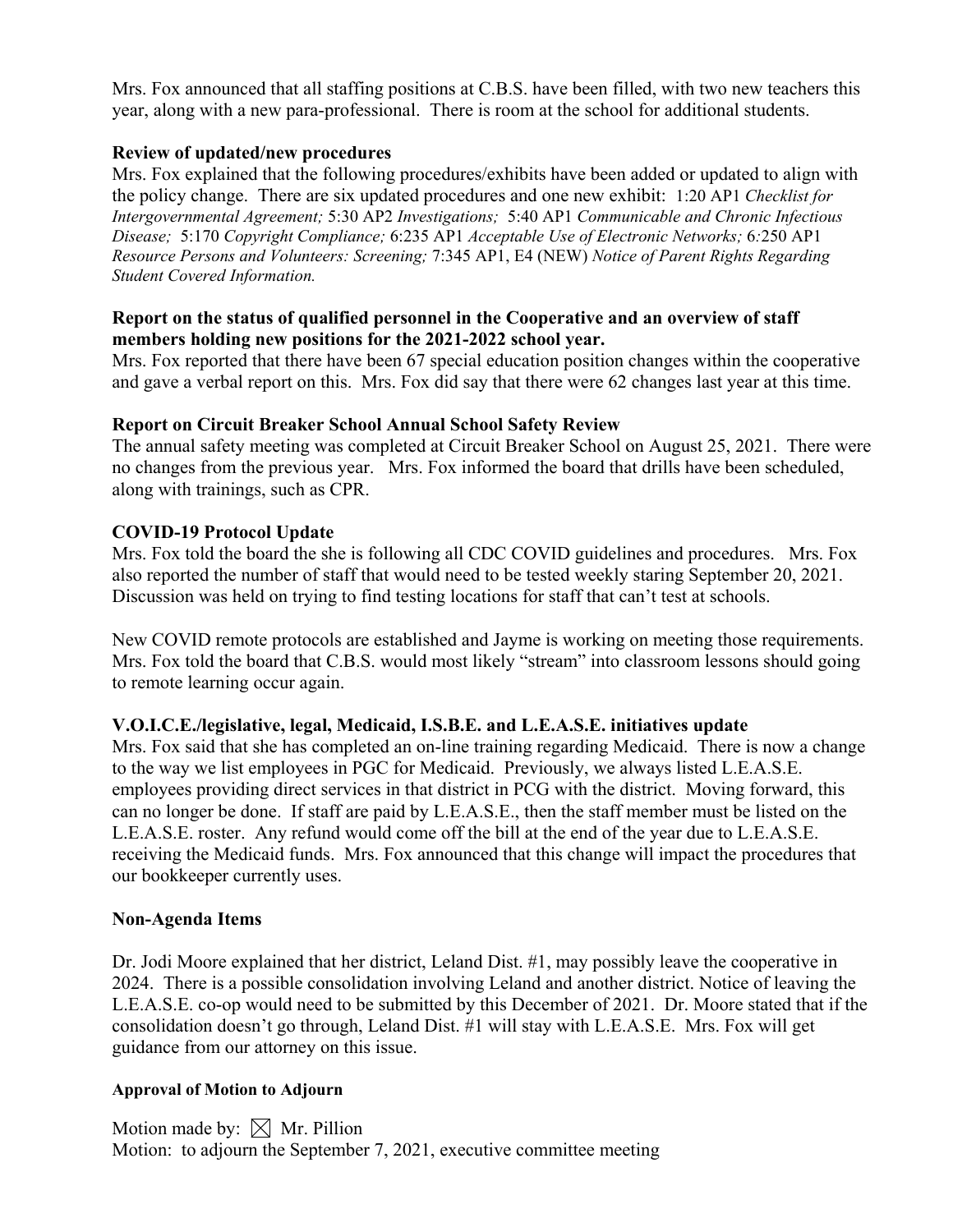Mrs. Fox announced that all staffing positions at C.B.S. have been filled, with two new teachers this year, along with a new para-professional. There is room at the school for additional students.

**Review of updated/new procedures**

Mrs. Fox explained that the following procedures/exhibits have been added or updated to align with the policy change. There are six updated procedures and one new exhibit: 1:20 AP1 *Checklist for Intergovernmental Agreement;* 5:30 AP2 *Investigations;* 5:40 AP1 *Communicable and Chronic Infectious Disease;* 5:170 *Copyright Compliance;* 6:235 AP1 *Acceptable Use of Electronic Networks;* 6:250 AP1 *Resource Persons and Volunteers: Screening;* 7:345 AP1, E4 (NEW) *Notice of Parent Rights Regarding Student Covered Information.*

**Report on the status of qualified personnel in the Cooperative and an overview of staff members holding new positions for the 2021-2022 school year.**

Mrs. Fox reported that there have been 67 special education position changes within the cooperative and gave a verbal report on this. Mrs. Fox did say that there were 62 changes last year at this time.

**Report on Circuit Breaker School Annual School Safety Review**

The annual safety meeting was completed at Circuit Breaker School on August 25, 2021. There were no changes from the previous year. Mrs. Fox informed the board that drills have been scheduled, along with trainings, such as CPR.

**COVID-19 Protocol Update**

Mrs. Fox told the board the she is following all CDC COVID guidelines and procedures. Mrs. Fox also reported the number of staff that would need to be tested weekly staring September 20, 2021. Discussion was held on trying to find testing locations for staff that can't test at schools.

New COVID remote protocols are established and Jayme is working on meeting those requirements. Mrs. Fox told the board that C.B.S. would most likely "stream" into classroom lessons should going to remote learning occur again.

**V.O.I.C.E./legislative, legal, Medicaid, I.S.B.E. and L.E.A.S.E. initiatives update**

Mrs. Fox said that she has completed an on-line training regarding Medicaid. There is now a change to the way we list employees in PGC for Medicaid. Previously, we always listed L.E.A.S.E. employees providing direct services in that district in PCG with the district. Moving forward, this can no longer be done. If staff are paid by L.E.A.S.E., then the staff member must be listed on the L.E.A.S.E. roster. Any refund would come off the bill at the end of the year due to L.E.A.S.E. receiving the Medicaid funds. Mrs. Fox announced that this change will impact the procedures that our bookkeeper currently uses.

**Non-Agenda Items**

Dr. Jodi Moore explained that her district, Leland Dist. #1, may possibly leave the cooperative in 2024. There is a possible consolidation involving Leland and another district. Notice of leaving the L.E.A.S.E. co-op would need to be submitted by this December of 2021. Dr. Moore stated that if the consolidation doesn't go through, Leland Dist. #1 will stay with L.E.A.S.E. Mrs. Fox will get guidance from our attorney on this issue.

**Approval of Motion to Adjourn**

Motion made by: ☒ Mr. Pillion
Motion: to adjourn the September 7, 2021, executive committee meeting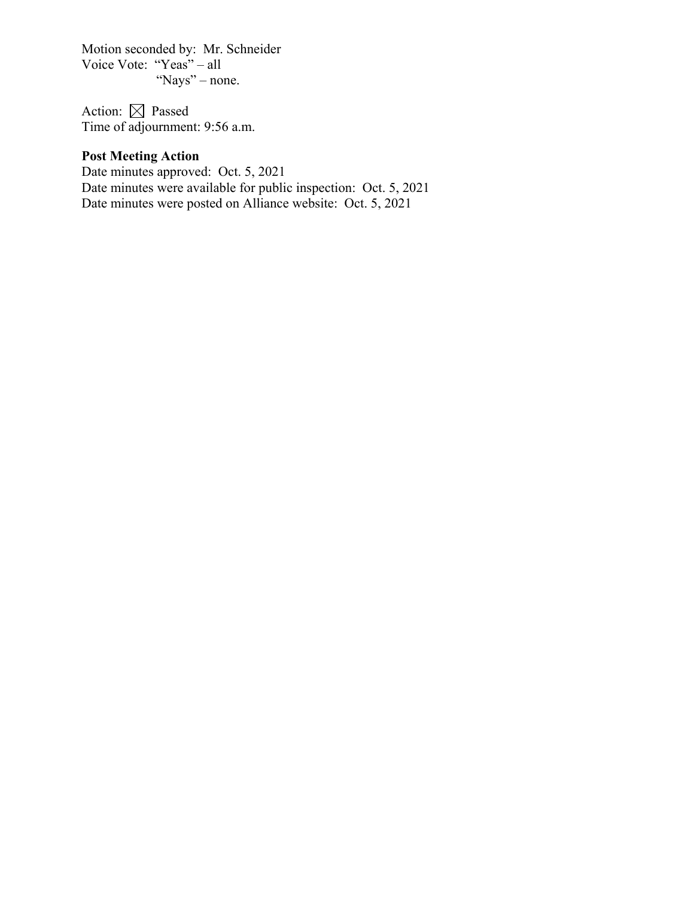Motion seconded by: Mr. Schneider
Voice Vote: "Yeas" – all
"Nays" – none.

Action: ☒ Passed
Time of adjournment: 9:56 a.m.

**Post Meeting Action**

Date minutes approved: Oct. 5, 2021
Date minutes were available for public inspection: Oct. 5, 2021
Date minutes were posted on Alliance website: Oct. 5, 2021